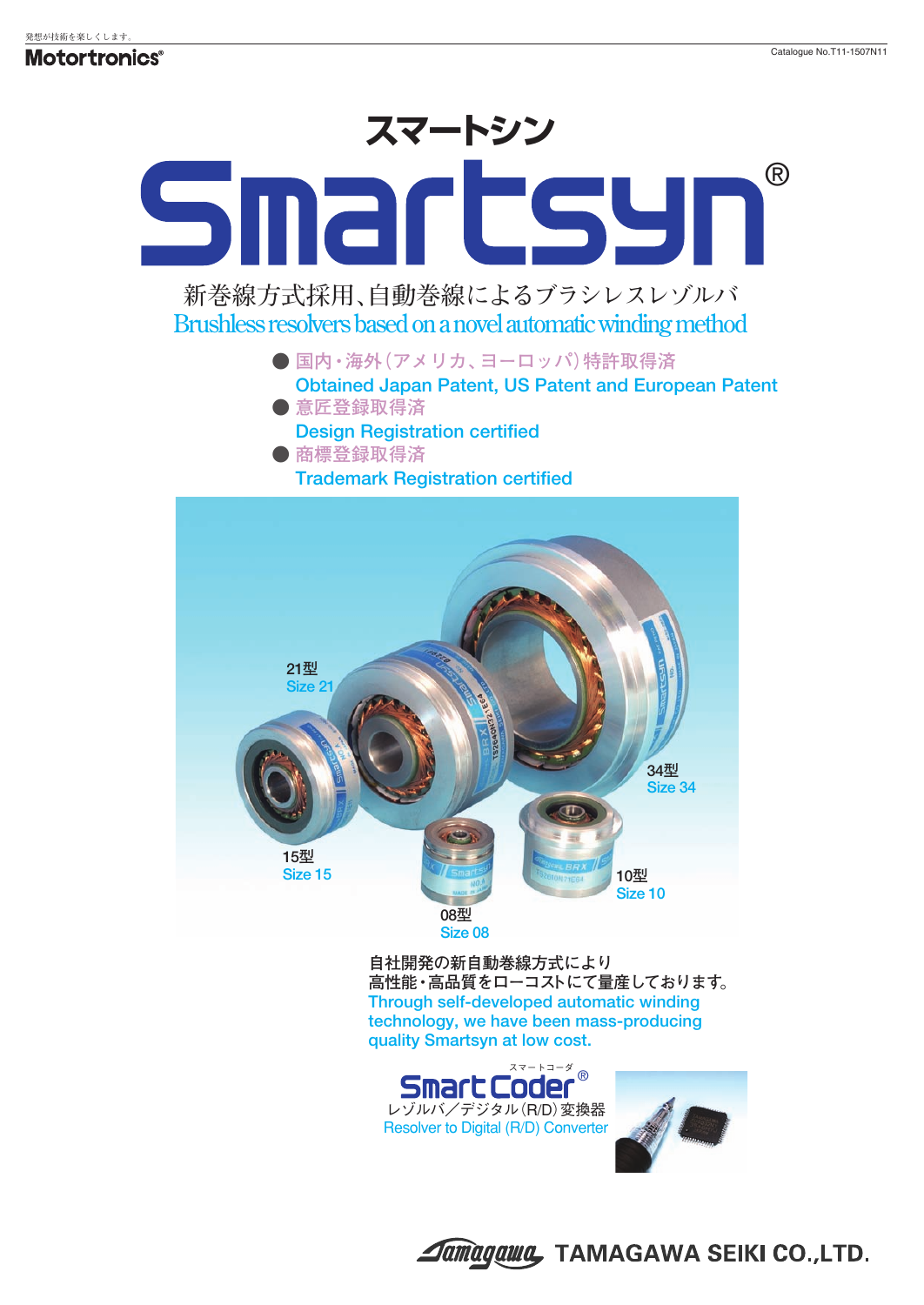# スマートシン
# Smartsyn®

新巻線方式採用､自動巻線によるブラシレスレゾルバ

Brushless resolvers based on a novel automatic winding method

- 国内・海外（アメリカ、ヨーロッパ）特許取得済
  Obtained Japan Patent, US Patent and European Patent
- 意匠登録取得済
  Design Registration certified
- 商標登録取得済
  Trademark Registration certified

21型
Size 21

34型
Size 34

15型
Size 15

10型
Size 10

08型
Size 08

自社開発の新自動巻線方式により
高性能・高品質をローコストにて量産しております。
Through self-developed automatic winding technology, we have been mass-producing quality Smartsyn at low cost.

スマートコーダ
**Smart Coder®**
レゾルバ／デジタル(R/D)変換器
Resolver to Digital (R/D) Converter

TAMAGAWA SEIKI CO.,LTD.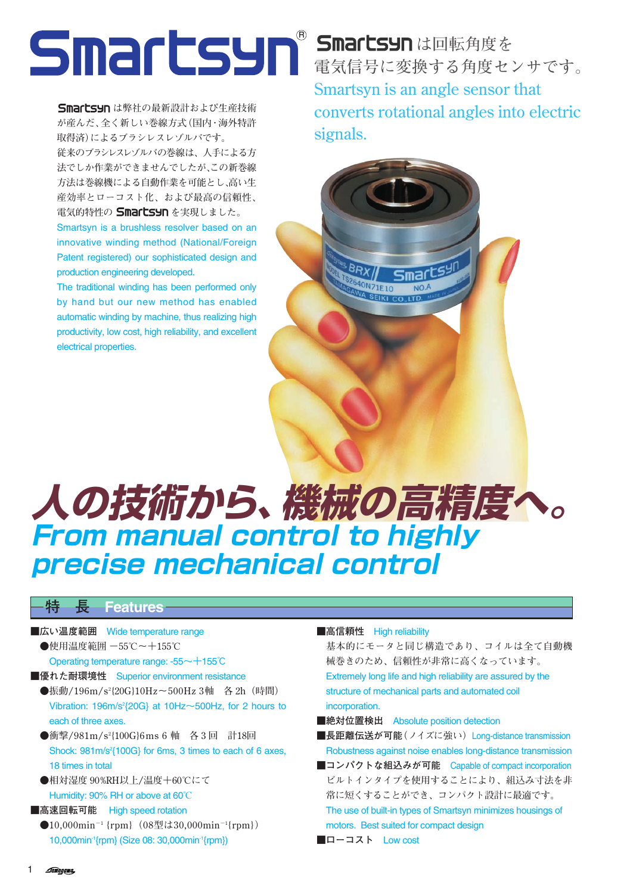# Smartsyn®

## Smartsyn は回転角度を電気信号に変換する角度センサです。

## Smartsyn is an angle sensor that converts rotational angles into electric signals.

Smartsyn は弊社の最新設計および生産技術が産んだ、全く新しい巻線方式(国内・海外特許取得済)によるブラシレスレゾルバです。
従来のブラシレスレゾルバの巻線は、人手による方法でしか作業ができませんでしたが、この新巻線方法は巻線機による自動作業を可能とし、高い生産効率とローコスト化、および最高の信頼性、電気的特性の Smartsyn を実現しました。

Smartsyn is a brushless resolver based on an innovative winding method (National/Foreign Patent registered) our sophisticated design and production engineering developed.
The traditional winding has been performed only by hand but our new method has enabled automatic winding by machine, thus realizing high productivity, low cost, high reliability, and excellent electrical properties.

# 人の技術から、機械の高精度へ。

# *From manual control to highly precise mechanical control*

## 特　長　Features

**■広い温度範囲**　Wide temperature range

- ●使用温度範囲 −55℃〜＋155℃
  Operating temperature range: -55〜+155℃

**■優れた耐環境性**　Superior environment resistance

- ●振動/196m/s²{20G}10Hz〜500Hz 3軸　各 2h（時間）
  Vibration: 196m/s²{20G} at 10Hz〜500Hz, for 2 hours to each of three axes.
- ●衝撃/981m/s²{100G}6ms 6 軸　各 3 回　計18回
  Shock: 981m/s²{100G} for 6ms, 3 times to each of 6 axes, 18 times in total
- ●相対湿度 90%RH以上/温度＋60℃にて
  Humidity: 90% RH or above at 60℃

**■高速回転可能**　High speed rotation

- ●10,000min⁻¹{rpm}（08型は30,000min⁻¹{rpm}）
  10,000min⁻¹{rpm} (Size 08: 30,000min⁻¹{rpm})

**■高信頼性**　High reliability

基本的にモータと同じ構造であり、コイルは全て自動機械巻きのため、信頼性が非常に高くなっています。
Extremely long life and high reliability are assured by the structure of mechanical parts and automated coil incorporation.

**■絶対位置検出**　Absolute position detection

**■長距離伝送が可能**（ノイズに強い）Long-distance transmission

Robustness against noise enables long-distance transmission

**■コンパクトな組込みが可能**　Capable of compact incorporation

ビルトインタイプを使用することにより、組込み寸法を非常に短くすることができ、コンパクト設計に最適です。
The use of built-in types of Smartsyn minimizes housings of motors.  Best suited for compact design

**■ローコスト**　Low cost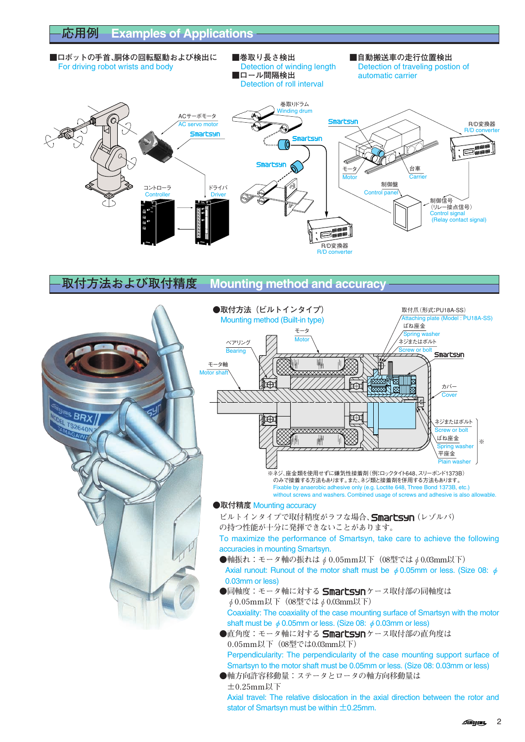## 応用例 Examples of Applications

■ロボットの手首、胴体の回転駆動および検出に
For driving robot wrists and body

■巻取り長さ検出
Detection of winding length

■ロール間隔検出
Detection of roll interval

■自動搬送車の走行位置検出
Detection of traveling postion of automatic carrier

ACサーボモータ
AC servo motor

Smartsyn

コントローラ
Controller

ドライバ
Driver

巻取りドラム
Winding drum

Smartsyn

R/D変換器
R/D converter

モータ
Motor

台車
Carrier

制御盤
Control panel

制御信号
(リレー接点信号)
Control signal
(Relay contact signal)

## 取付方法および取付精度 Mounting method and accuracy

●取付方法（ビルトインタイプ） Mounting method (Built-in type)

取付爪（形式:PU18A-SS）
Attaching plate (Model : PU18A-SS)

ばね座金
Spring washer

ネジまたはボルト
Screw or bolt

モータ
Motor

ベアリング
Bearing

モータ軸
Motor shaft

Smartsyn

カバー
Cover

ネジまたはボルト
Screw or bolt

ばね座金
Spring washer

平座金
Plain washer

※

※ネジ、座金類を使用せずに嫌気性接着剤（例:ロックタイト648、スリーボンド1373B）のみで接着する方法もあります。また、ネジ類と接着剤を併用する方法もあります。
Fixable by anaerobic adhesive only (e.g. Loctite 648, Three Bond 1373B, etc.) without screws and washers. Combined usage of screws and adhesive is also allowable.

●取付精度 Mounting accuracy

ビルトインタイプで取付精度がラフな場合、Smartsyn（レゾルバ）の持つ性能が十分に発揮できないことがあります。
To maximize the performance of Smartsyn, take care to achieve the following accuracies in mounting Smartsyn.

●軸振れ：モータ軸の振れは $\phi$ 0.05mm以下（08型では $\phi$ 0.03mm以下）
Axial runout: Runout of the motor shaft must be $\phi$ 0.05mm or less. (Size 08: $\phi$ 0.03mm or less)

●同軸度：モータ軸に対するSmartsynケース取付部の同軸度は $\phi$ 0.05mm以下（08型では $\phi$ 0.03mm以下）
Coaxiality: The coaxiality of the case mounting surface of Smartsyn with the motor shaft must be $\phi$ 0.05mm or less. (Size 08: $\phi$ 0.03mm or less)

●直角度：モータ軸に対するSmartsynケース取付部の直角度は 0.05mm以下（08型では0.03mm以下）
Perpendicularity: The perpendicularity of the case mounting support surface of Smartsyn to the motor shaft must be 0.05mm or less. (Size 08: 0.03mm or less)

●軸方向許容移動量：ステータとロータの軸方向移動量は ±0.25mm以下
Axial travel: The relative dislocation in the axial direction between the rotor and stator of Smartsyn must be within ±0.25mm.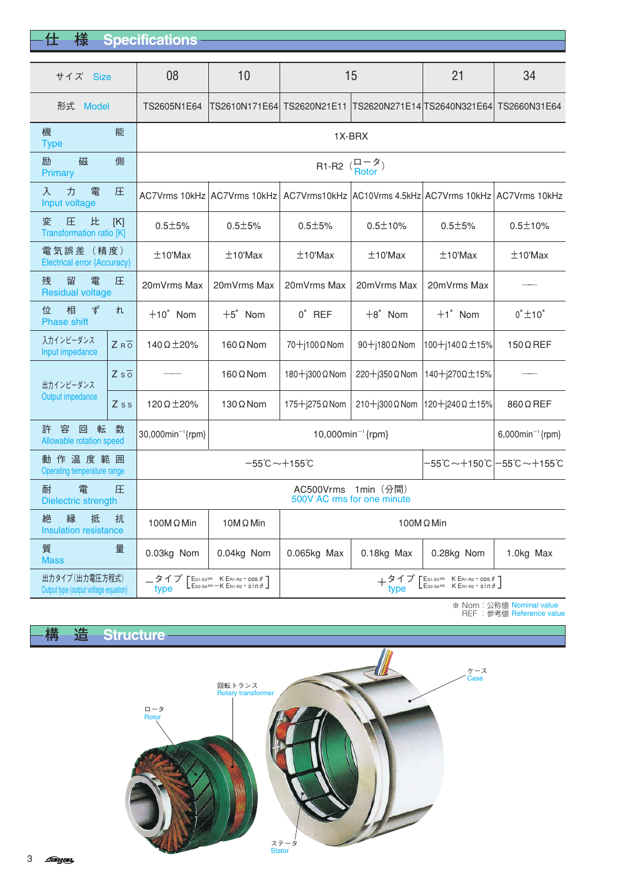## 仕　様　Specifications

| サイズ　Size | | 08 | 10 | 15 | | 21 | 34 |
|---|---|---|---|---|---|---|---|
| 形式　Model | | TS2605N1E64 | TS2610N171E64 | TS2620N21E11 | TS2620N271E14 | TS2640N321E64 | TS2660N31E64 |
| 機能 Type | | 1X-BRX | | | | | |
| 励磁側 Primary | | R1-R2（ロータ Rotor） | | | | | |
| 入力電圧 Input voltage | | AC7Vrms 10kHz | AC7Vrms 10kHz | AC7Vrms10kHz | AC10Vrms 4.5kHz | AC7Vrms 10kHz | AC7Vrms 10kHz |
| 変圧比 [K] Transformation ratio [K] | | 0.5±5% | 0.5±5% | 0.5±5% | 0.5±10% | 0.5±5% | 0.5±10% |
| 電気誤差（精度） Electrical error (Accuracy) | | ±10'Max | ±10'Max | ±10'Max | ±10'Max | ±10'Max | ±10'Max |
| 残留電圧 Residual voltage | | 20mVrms Max | 20mVrms Max | 20mVrms Max | 20mVrms Max | 20mVrms Max | — |
| 位相ずれ Phase shift | | +10° Nom | +5° Nom | 0° REF | +8° Nom | +1° Nom | 0°±10° |
| 入力インピーダンス Input impedance | $Z_{RO}$ | 140Ω±20% | 160ΩNom | 70+j100ΩNom | 90+j180ΩNom | 100+j140Ω±15% | 150ΩREF |
| 出力インピーダンス Output impedance | $Z_{SO}$ | — | 160ΩNom | 180+j300ΩNom | 220+j350ΩNom | 140+j270Ω±15% | — |
| | $Z_{SS}$ | 120Ω±20% | 130ΩNom | 175+j275ΩNom | 210+j300ΩNom | 120+j240Ω±15% | 860ΩREF |
| 許容回転数 Allowable rotation speed | | 30,000min⁻¹{rpm} | 10,000min⁻¹{rpm} | | | | 6,000min⁻¹{rpm} |
| 動作温度範囲 Operating temperature range | | −55℃～+155℃ | | | | −55℃～+150℃ | −55℃～+155℃ |
| 耐電圧 Dielectric strength | | AC500Vrms　1min（分間） 500V AC rms for one minute | | | | | |
| 絶縁抵抗 Insulation resistance | | 100MΩMin | 10MΩMin | 100MΩMin | | | |
| 質量 Mass | | 0.03kg Nom | 0.04kg Nom | 0.065kg Max | 0.18kg Max | 0.28kg Nom | 1.0kg Max |
| 出力タイプ(出力電圧方程式) Output type (output voltage equation) | | −タイプ type $\left[\begin{array}{l}E_{S1\text{-}S3}=KE_{R1\text{-}R2}\cdot\cos\theta \\ E_{S2\text{-}S4}=-KE_{R1\text{-}R2}\cdot\sin\theta\end{array}\right]$ | | +タイプ type $\left[\begin{array}{l}E_{S1\text{-}S3}=KE_{R1\text{-}R2}\cdot\cos\theta \\ E_{S2\text{-}S4}=KE_{R1\text{-}R2}\cdot\sin\theta\end{array}\right]$ | | | |

※ Nom：公称値 Nominal value
REF：参考値 Reference value

## 構　造　Structure

ケース Case

回転トランス Rotary transformer

ロータ Rotor

ステータ Stator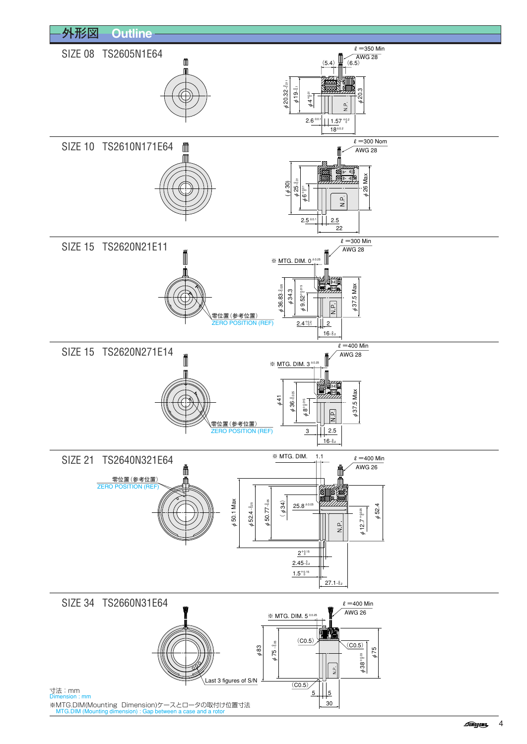## 外形図 Outline

### SIZE 08 TS2605N1E64

ℓ =350 Min
AWG 28
(5.4)
(6.5)
$\phi 20.32^{\ 0}_{-0.11}$
$\phi 19^{\ 0}_{-0.1}$
$\phi 4^{+0.01}_{\ 0}$
N.P.
$\phi 20.3$
$2.6^{\pm 0.1}$
$1.57^{+0.2}_{\ 0}$
$18^{\pm 0.2}$

### SIZE 10 TS2610N171E64

ℓ =300 Nom
AWG 28
($\phi 30$)
$\phi 25^{\ 0}_{-0.1}$
$\phi 6^{+0.01}_{\ 0}$
N.P.
$\phi 26$ Max
$2.5^{\pm 0.1}$
2.5
22

### SIZE 15 TS2620N21E11

ℓ =300 Min
AWG 28
※ MTG. DIM. $0^{\pm 0.25}$
$\phi 36.83^{\ 0}_{-0.025}$
$\phi 34.3$
$\phi 9.52^{+0.015}_{\ 0}$
N.P.
$\phi 37.5$ Max
$2.4^{+0.2}_{-0.1}$
2
$16^{\ 0}_{-0.2}$
零位置（参考位置）
ZERO POSITION (REF)

### SIZE 15 TS2620N271E14

ℓ =400 Min
AWG 28
※ MTG. DIM. $3^{\pm 0.25}$
$\phi 41$
$\phi 36^{\ 0}_{-0.025}$
$\phi 8^{+0.015}_{\ 0}$
N.P.
$\phi 37.5$ Max
3
2.5
$16^{\ 0}_{-0.2}$
零位置（参考位置）
ZERO POSITION (REF)

### SIZE 21 TS2640N321E64

※ MTG. DIM. 1.1
ℓ =400 Min
AWG 26
零位置（参考位置）
ZERO POSITION (REF)
$\phi 50.1$ Max
$\phi 52.4^{\ 0}_{-0.025}$
$\phi 50.77^{\ 0}_{-0.05}$
($\phi 34$)
$25.8^{\pm 0.05}$
N.P.
$\phi 12.7^{+0.025}_{\ 0}$
$\phi 52.4$
$2^{+0.15}_{\ 0}$
$2.45^{\ 0}_{-0.2}$
$1.5^{+0.15}_{\ 0}$
$27.1^{\ 0}_{-0.2}$

### SIZE 34 TS2660N31E64

ℓ =400 Min
AWG 26
※ MTG. DIM. $5^{\pm 0.25}$
$\phi 83$
$\phi 75^{\ 0}_{-0.05}$
(C0.5)
(C0.5)
(C0.5)
N.P.
$\phi 38^{+0.03}_{\ 0}$
$\phi 75$
5
5
30
Last 3 figures of S/N

寸法：mm
Dimension : mm

※MTG.DIM(Mounting Dimension)ケースとロータの取付け位置寸法
MTG.DIM (Mounting dimension) : Gap between a case and a rotor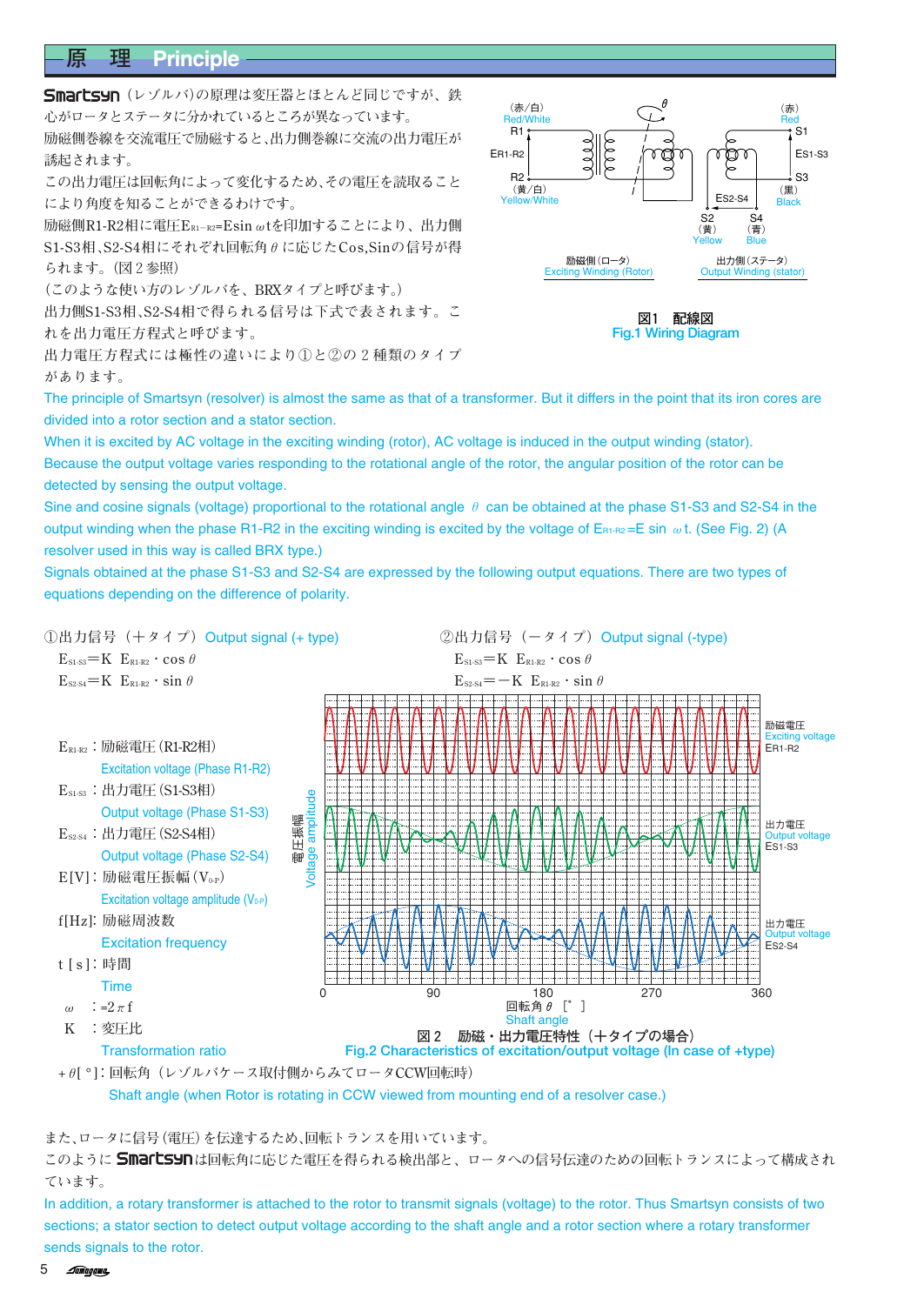# 原 理 Principle

**Smartsyn**（レゾルバ）の原理は変圧器とほとんど同じですが、鉄心がロータとステータに分かれているところが異なっています。
励磁側巻線を交流電圧で励磁すると、出力側巻線に交流の出力電圧が誘起されます。
この出力電圧は回転角によって変化するため、その電圧を読取ることにより角度を知ることができるわけです。
励磁側R1-R2相に電圧$E_{R1-R2}$=Esin ωtを印加することにより、出力側S1-S3相、S2-S4相にそれぞれ回転角θに応じたCos,Sinの信号が得られます。（図２参照）
（このような使い方のレゾルバを、BRXタイプと呼びます。）
出力側S1-S3相、S2-S4相で得られる信号は下式で表されます。これを出力電圧方程式と呼びます。
出力電圧方程式には極性の違いにより①と②の２種類のタイプがあります。

図1 配線図
Fig.1 Wiring Diagram

The principle of Smartsyn (resolver) is almost the same as that of a transformer. But it differs in the point that its iron cores are divided into a rotor section and a stator section.
When it is excited by AC voltage in the exciting winding (rotor), AC voltage is induced in the output winding (stator).
Because the output voltage varies responding to the rotational angle of the rotor, the angular position of the rotor can be detected by sensing the output voltage.
Sine and cosine signals (voltage) proportional to the rotational angle θ can be obtained at the phase S1-S3 and S2-S4 in the output winding when the phase R1-R2 in the exciting winding is excited by the voltage of $E_{R1-R2}$=E sin ωt. (See Fig. 2) (A resolver used in this way is called BRX type.)
Signals obtained at the phase S1-S3 and S2-S4 are expressed by the following output equations. There are two types of equations depending on the difference of polarity.

①出力信号（＋タイプ） Output signal (+ type)

$E_{S1\text{-}S3} = K\ E_{R1\text{-}R2} \cdot \cos\theta$

$E_{S2\text{-}S4} = K\ E_{R1\text{-}R2} \cdot \sin\theta$

②出力信号（－タイプ） Output signal (-type)

$E_{S1\text{-}S3} = K\ E_{R1\text{-}R2} \cdot \cos\theta$

$E_{S2\text{-}S4} = -K\ E_{R1\text{-}R2} \cdot \sin\theta$

- $E_{R1\text{-}R2}$：励磁電圧（R1-R2相） Excitation voltage (Phase R1-R2)
- $E_{S1\text{-}S3}$：出力電圧（S1-S3相） Output voltage (Phase S1-S3)
- $E_{S2\text{-}S4}$：出力電圧（S2-S4相） Output voltage (Phase S2-S4)
- E[V]：励磁電圧振幅（$V_{0\text{-}P}$） Excitation voltage amplitude ($V_{0\text{-}P}$)
- f[Hz]：励磁周波数 Excitation frequency
- t [s]：時間 Time
- ω ：$=2\pi f$
- K ：変圧比 Transformation ratio
- +θ[°]：回転角（レゾルバケース取付側からみてロータCCW回転時） Shaft angle (when Rotor is rotating in CCW viewed from mounting end of a resolver case.)

図２ 励磁・出力電圧特性（＋タイプの場合）
Fig.2 Characteristics of excitation/output voltage (In case of +type)

また、ロータに信号（電圧）を伝達するため、回転トランスを用いています。
このように **Smartsyn** は回転角に応じた電圧を得られる検出部と、ロータへの信号伝達のための回転トランスによって構成されています。

In addition, a rotary transformer is attached to the rotor to transmit signals (voltage) to the rotor. Thus Smartsyn consists of two sections; a stator section to detect output voltage according to the shaft angle and a rotor section where a rotary transformer sends signals to the rotor.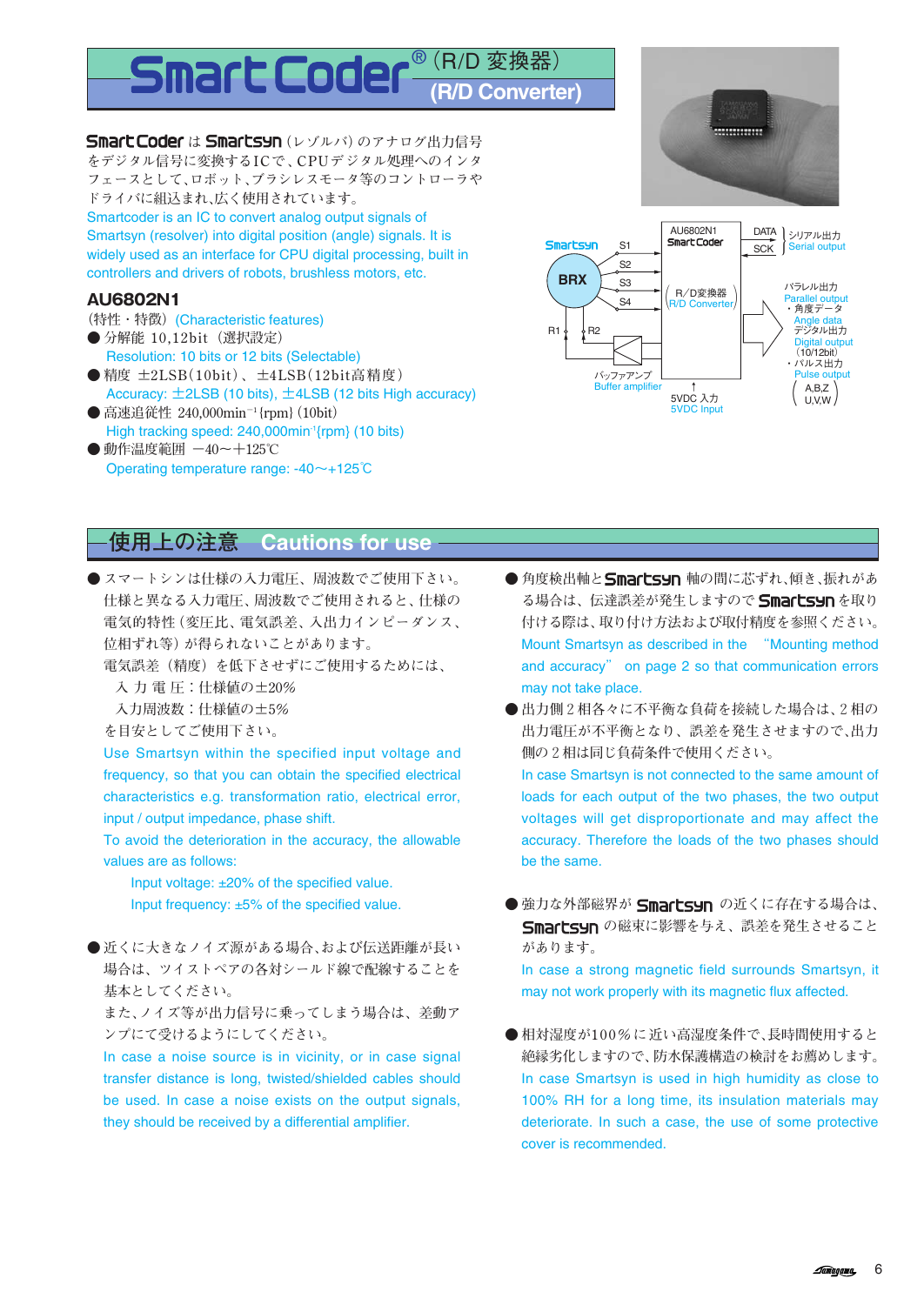# Smart Coder®（R/D 変換器）(R/D Converter)

Smart Coder は Smartsyn（レゾルバ）のアナログ出力信号をデジタル信号に変換するICで、CPUデジタル処理へのインタフェースとして、ロボット、ブラシレスモータ等のコントローラやドライバに組込まれ、広く使用されています。

Smartcoder is an IC to convert analog output signals of Smartsyn (resolver) into digital position (angle) signals. It is widely used as an interface for CPU digital processing, built in controllers and drivers of robots, brushless motors, etc.

## AU6802N1

（特性・特徴）(Characteristic features)

- 分解能 10,12bit（選択設定）
  Resolution: 10 bits or 12 bits (Selectable)
- 精度 ±2LSB（10bit）、±4LSB（12bit高精度）
  Accuracy: ±2LSB (10 bits), ±4LSB (12 bits High accuracy)
- 高速追従性 240,000min$^{-1}${rpm}（10bit）
  High tracking speed: 240,000min$^{-1}${rpm} (10 bits)
- 動作温度範囲 −40〜+125℃
  Operating temperature range: -40〜+125℃

Smartsyn BRX — S1, S2, S3, S4 — R1, R2 — バッファアンプ Buffer amplifier — AU6802N1 Smart Coder R/D変換器 R/D Converter — 5VDC 入力 5VDC Input — DATA, SCK シリアル出力 Serial output — パラレル出力 Parallel output ・角度データ Angle data デジタル出力 Digital output (10/12bit) ・パルス出力 Pulse output (A,B,Z / U,V,W)

## 使用上の注意 Cautions for use

- スマートシンは仕様の入力電圧、周波数でご使用下さい。仕様と異なる入力電圧、周波数でご使用されると、仕様の電気的特性（変圧比、電気誤差、入出力インピーダンス、位相ずれ等）が得られないことがあります。
  電気誤差（精度）を低下させずにご使用するためには、
  入 力 電 圧：仕様値の±20%
  入力周波数：仕様値の±5%
  を目安としてご使用下さい。
  Use Smartsyn within the specified input voltage and frequency, so that you can obtain the specified electrical characteristics e.g. transformation ratio, electrical error, input / output impedance, phase shift.
  To avoid the deterioration in the accuracy, the allowable values are as follows:
  Input voltage: ±20% of the specified value.
  Input frequency: ±5% of the specified value.

- 近くに大きなノイズ源がある場合、および伝送距離が長い場合は、ツイストペアの各対シールド線で配線することを基本としてください。
  また、ノイズ等が出力信号に乗ってしまう場合は、差動アンプにて受けるようにしてください。
  In case a noise source is in vicinity, or in case signal transfer distance is long, twisted/shielded cables should be used. In case a noise exists on the output signals, they should be received by a differential amplifier.

- 角度検出軸と Smartsyn 軸の間に芯ずれ、傾き、振れがある場合は、伝達誤差が発生しますので Smartsyn を取り付ける際は、取り付け方法および取付精度を参照ください。
  Mount Smartsyn as described in the "Mounting method and accuracy" on page 2 so that communication errors may not take place.

- 出力側２相各々に不平衡な負荷を接続した場合は、２相の出力電圧が不平衡となり、誤差を発生させますので、出力側の２相は同じ負荷条件で使用ください。
  In case Smartsyn is not connected to the same amount of loads for each output of the two phases, the two output voltages will get disproportionate and may affect the accuracy. Therefore the loads of the two phases should be the same.

- 強力な外部磁界が Smartsyn の近くに存在する場合は、Smartsyn の磁束に影響を与え、誤差を発生させることがあります。
  In case a strong magnetic field surrounds Smartsyn, it may not work properly with its magnetic flux affected.

- 相対湿度が100%に近い高湿度条件で、長時間使用すると絶縁劣化しますので、防水保護構造の検討をお薦めします。
  In case Smartsyn is used in high humidity as close to 100% RH for a long time, its insulation materials may deteriorate. In such a case, the use of some protective cover is recommended.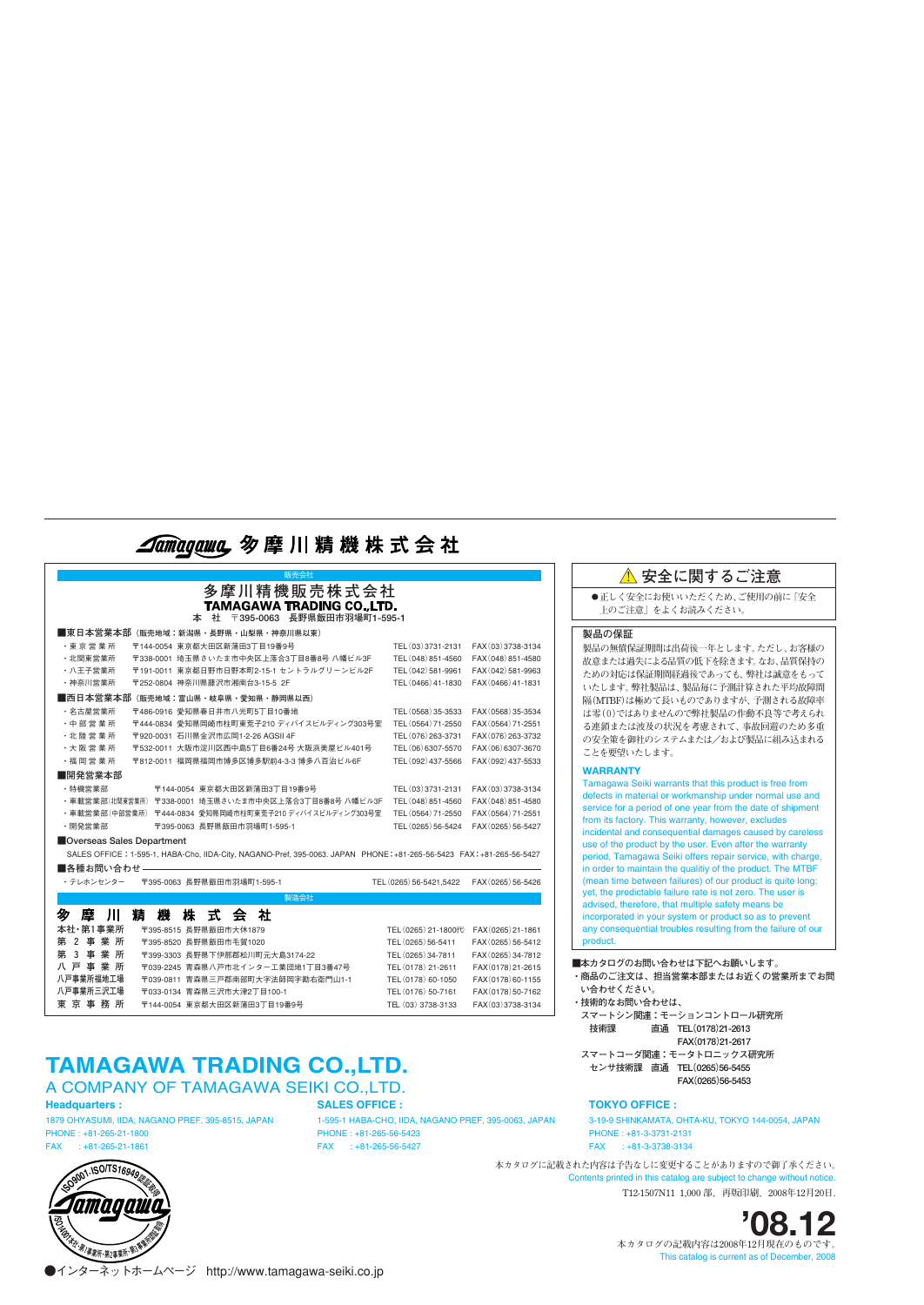# Tamagawa 多摩川精機株式会社

販売会社

## 多摩川精機販売株式会社
**TAMAGAWA TRADING CO.,LTD.**

本 社 〒395-0063 長野県飯田市羽場町1-595-1

### ■東日本営業本部（販売地域：新潟県・長野県・山梨県・神奈川県以東）

| | | | |
|---|---|---|---|
| ・東京営業所 | 〒144-0054 東京都大田区新蒲田3丁目19番9号 | TEL（03）3731-2131 | FAX（03）3738-3134 |
| ・北関東営業所 | 〒338-0001 埼玉県さいたま市中央区上落合3丁目8番8号 八幡ビル3F | TEL（048）851-4560 | FAX（048）851-4580 |
| ・八王子営業所 | 〒191-0011 東京都日野市日野本町2-15-1 セントラルグリーンビル2F | TEL（042）581-9961 | FAX（042）581-9963 |
| ・神奈川営業所 | 〒252-0804 神奈川県藤沢市湘南台3-15-5 2F | TEL（0466）41-1830 | FAX（0466）41-1831 |

### ■西日本営業本部（販売地域：富山県・岐阜県・愛知県・静岡県以西）

| | | | |
|---|---|---|---|
| ・名古屋営業所 | 〒486-0916 愛知県春日井市八光町5丁目10番地 | TEL（0568）35-3533 | FAX（0568）35-3534 |
| ・中部営業所 | 〒444-0834 愛知県岡崎市柱町東荒子210 ディバイスビルディング303号室 | TEL（0564）71-2550 | FAX（0564）71-2551 |
| ・北陸営業所 | 〒920-0031 石川県金沢市広岡1-2-26 AGSII 4F | TEL（076）263-3731 | FAX（076）263-3732 |
| ・大阪営業所 | 〒532-0011 大阪市淀川区西中島5丁目6番24号 大阪浜美屋ビル401号 | TEL（06）6307-5570 | FAX（06）6307-3670 |
| ・福岡営業所 | 〒812-0011 福岡県福岡市博多区博多駅前4-3-3 博多八百治ビル6F | TEL（092）437-5566 | FAX（092）437-5533 |

### ■開発営業本部

| | | | |
|---|---|---|---|
| ・特機営業部 | 〒144-0054 東京都大田区新蒲田3丁目19番9号 | TEL（03）3731-2131 | FAX（03）3738-3134 |
| ・車載営業部（北関東営業所） | 〒338-0001 埼玉県さいたま市中央区上落合3丁目8番8号 八幡ビル3F | TEL（048）851-4560 | FAX（048）851-4580 |
| ・車載営業部（中部営業所） | 〒444-0834 愛知県岡崎市柱町東荒子210 ディバイスビルディング303号室 | TEL（0564）71-2550 | FAX（0564）71-2551 |
| ・開発営業部 | 〒395-0063 長野県飯田市羽場町1-595-1 | TEL（0265）56-5424 | FAX（0265）56-5427 |

### ■Overseas Sales Department

SALES OFFICE：1-595-1, HABA-Cho, IIDA-City, NAGANO-Pref, 395-0063. JAPAN　PHONE：+81-265-56-5423　FAX：+81-265-56-5427

### ■各種お問い合わせ

| | | | |
|---|---|---|---|
| ・テレホンセンター | 〒395-0063 長野県飯田市羽場町1-595-1 | TEL（0265）56-5421,5422 | FAX（0265）56-5426 |

製造会社

## 多摩川精機株式会社

| | | | |
|---|---|---|---|
| 本社・第1事業所 | 〒395-8515 長野県飯田市大休1879 | TEL（0265）21-1800代 | FAX（0265）21-1861 |
| 第2事業所 | 〒395-8520 長野県飯田市毛賀1020 | TEL（0265）56-5411 | FAX（0265）56-5412 |
| 第3事業所 | 〒399-3303 長野県下伊那郡松川町元大島3174-22 | TEL（0265）34-7811 | FAX（0265）34-7812 |
| 八戸事業所 | 〒039-2245 青森県八戸市北インター工業団地1丁目3番47号 | TEL（0178）21-2611 | FAX（0178）21-2615 |
| 八戸事業所福地工場 | 〒039-0811 青森県三戸郡南部町大字法師岡字勘右衛門山1-1 | TEL（0178）60-1050 | FAX（0178）60-1155 |
| 八戸事業所三沢工場 | 〒033-0134 青森県三沢市大津2丁目100-1 | TEL（0176）50-7161 | FAX（0178）50-7162 |
| 東京事務所 | 〒144-0054 東京都大田区新蒲田3丁目19番9号 | TEL（03）3738-3133 | FAX（03）3738-3134 |

## ⚠ 安全に関するご注意

●正しく安全にお使いいただくため、ご使用の前に「安全上のご注意」をよくお読みください。

### 製品の保証

製品の無償保証期間は出荷後一年とします。ただし、お客様の故意または過失による品質の低下を除きます。なお、品質保持のための対応は保証期間経過後であっても、弊社は誠意をもっていたします。弊社製品は、製品毎に予測計算された平均故障間隔(MTBF)は極めて長いものでありますが、予測される故障率は零(0)ではありませんので弊社製品の作動不良等で考えられる連鎖または波及の状況を考慮されて、事故回避のため多重の安全策を御社のシステムまたは／および製品に組み込まれることを要望いたします。

### WARRANTY

Tamagawa Seiki warrants that this product is free from defects in material or workmanship under normal use and service for a period of one year from the date of shipment from its factory. This warranty, however, excludes incidental and consequential damages caused by careless use of the product by the user. Even after the warranty period, Tamagawa Seiki offers repair service, with charge, in order to maintain the qualitiy of the product. The MTBF (mean time between failures) of our product is quite long; yet, the predictable failure rate is not zero. The user is advised, therefore, that multiple safety means be incorporated in your system or product so as to prevent any consequential troubles resulting from the failure of our product.

■本カタログのお問い合わせは下記へお願いします。
・商品のご注文は、担当営業本部またはお近くの営業所までお問い合わせください。
・技術的なお問い合わせは、
　スマートシン関連：モーションコントロール研究所
　　技術課　直通　TEL(0178)21-2613
　　　　　　　　　FAX(0178)21-2617
　スマートコーダ関連：モータトロニックス研究所
　　センサ技術課　直通　TEL(0265)56-5455
　　　　　　　　　　　FAX(0265)56-5453

# TAMAGAWA TRADING CO.,LTD.
## A COMPANY OF TAMAGAWA SEIKI CO.,LTD.

**Headquarters :**
1879 OHYASUMI, IIDA, NAGANO PREF, 395-8515, JAPAN
PHONE : +81-265-21-1800
FAX : +81-265-21-1861

**SALES OFFICE :**
1-595-1 HABA-CHO, IIDA, NAGANO PREF, 395-0063, JAPAN
PHONE : +81-265-56-5423
FAX : +81-265-56-5427

**TOKYO OFFICE :**
3-19-9 SHINKAMATA, OHTA-KU, TOKYO 144-0054, JAPAN
PHONE : +81-3-3731-2131
FAX : +81-3-3738-3134

本カタログに記載された内容は予告なしに変更することがありますので御了承ください。
Contents printed in this catalog are subject to change without notice.
T12-1507N11 1,000 部，再販印刷，2008年12月20日.

ISO9001·ISO/TS16949 認証取得 / ISO14001 本社・第1事業所・第2事業所・第3事業所認証取得

**'08.12**
本カタログの記載内容は2008年12月現在のものです。
This catalog is current as of December, 2008

●インターネットホームページ http://www.tamagawa-seiki.co.jp